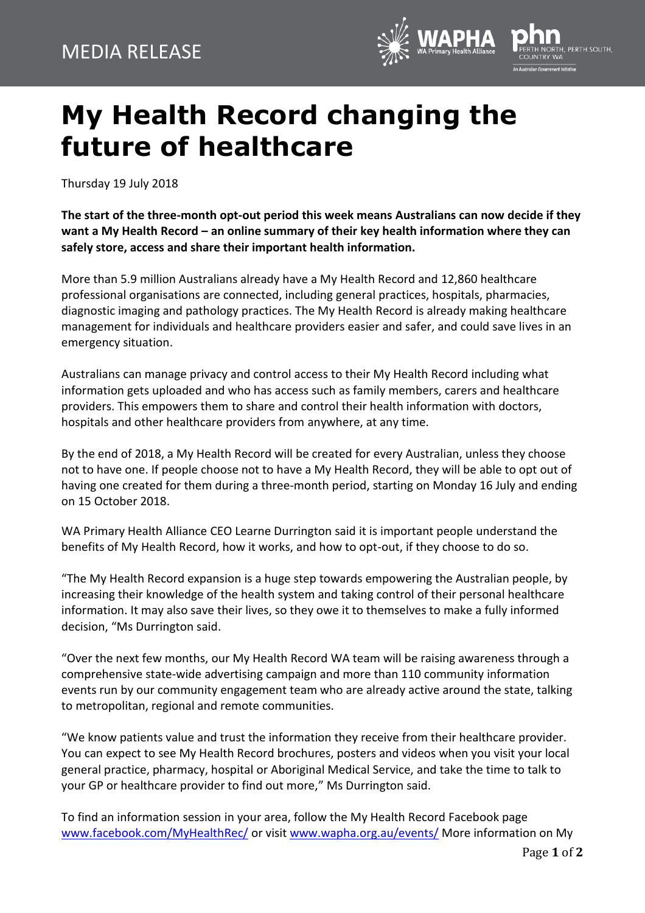MEDIA RELEASE

# My Health Record changing the future of healthcare

Thursday 19 July 2018

**The start of the three-month opt-out period this week means Australians can now decide if they want a My Health Record – an online summary of their key health information where they can safely store, access and share their important health information.**

More than 5.9 million Australians already have a My Health Record and 12,860 healthcare professional organisations are connected, including general practices, hospitals, pharmacies, diagnostic imaging and pathology practices. The My Health Record is already making healthcare management for individuals and healthcare providers easier and safer, and could save lives in an emergency situation.

Australians can manage privacy and control access to their My Health Record including what information gets uploaded and who has access such as family members, carers and healthcare providers. This empowers them to share and control their health information with doctors, hospitals and other healthcare providers from anywhere, at any time.

By the end of 2018, a My Health Record will be created for every Australian, unless they choose not to have one. If people choose not to have a My Health Record, they will be able to opt out of having one created for them during a three-month period, starting on Monday 16 July and ending on 15 October 2018.

WA Primary Health Alliance CEO Learne Durrington said it is important people understand the benefits of My Health Record, how it works, and how to opt-out, if they choose to do so.

"The My Health Record expansion is a huge step towards empowering the Australian people, by increasing their knowledge of the health system and taking control of their personal healthcare information. It may also save their lives, so they owe it to themselves to make a fully informed decision, "Ms Durrington said.

"Over the next few months, our My Health Record WA team will be raising awareness through a comprehensive state-wide advertising campaign and more than 110 community information events run by our community engagement team who are already active around the state, talking to metropolitan, regional and remote communities.

"We know patients value and trust the information they receive from their healthcare provider. You can expect to see My Health Record brochures, posters and videos when you visit your local general practice, pharmacy, hospital or Aboriginal Medical Service, and take the time to talk to your GP or healthcare provider to find out more," Ms Durrington said.

To find an information session in your area, follow the My Health Record Facebook page www.facebook.com/MyHealthRec/ or visit www.wapha.org.au/events/ More information on My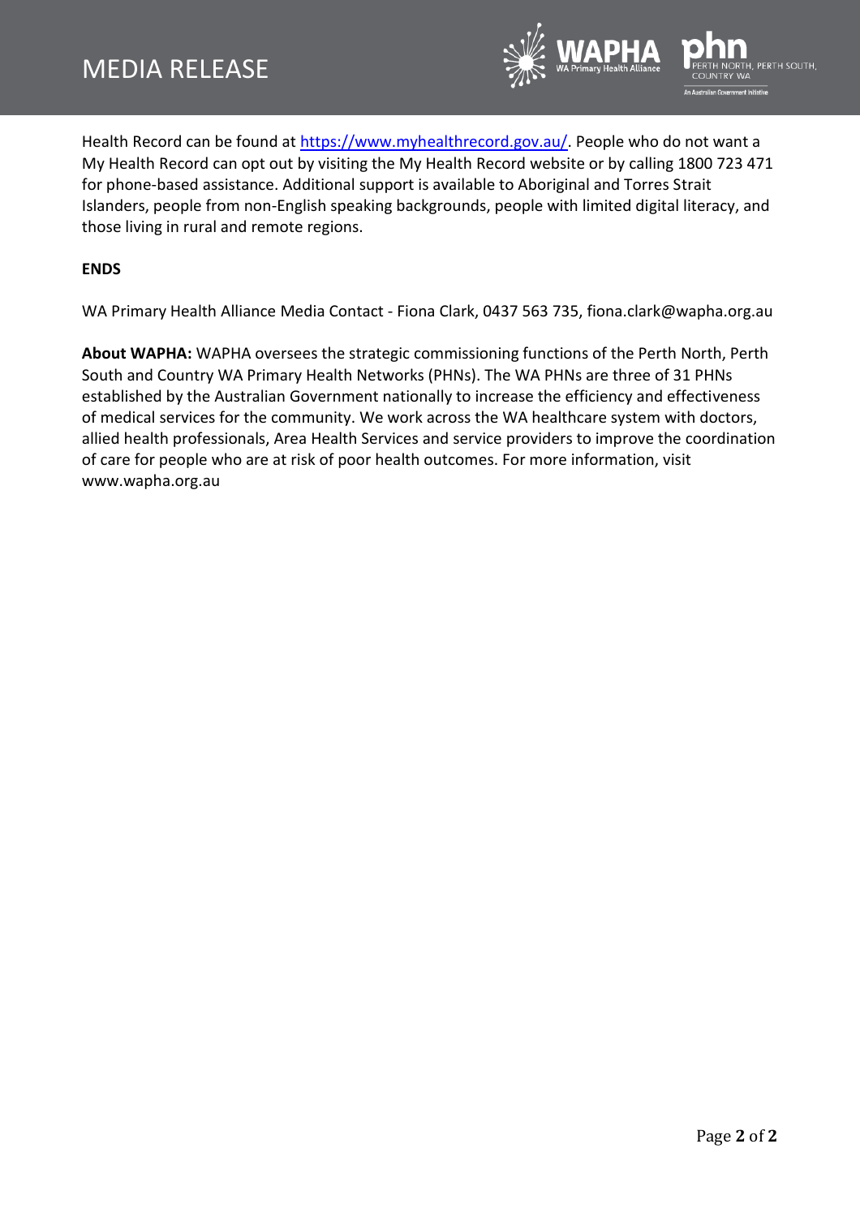Health Record can be found at https://www.myhealthrecord.gov.au/. People who do not want a My Health Record can opt out by visiting the My Health Record website or by calling 1800 723 471 for phone-based assistance. Additional support is available to Aboriginal and Torres Strait Islanders, people from non-English speaking backgrounds, people with limited digital literacy, and those living in rural and remote regions.

**ENDS**

WA Primary Health Alliance Media Contact - Fiona Clark, 0437 563 735, fiona.clark@wapha.org.au

**About WAPHA:** WAPHA oversees the strategic commissioning functions of the Perth North, Perth South and Country WA Primary Health Networks (PHNs). The WA PHNs are three of 31 PHNs established by the Australian Government nationally to increase the efficiency and effectiveness of medical services for the community. We work across the WA healthcare system with doctors, allied health professionals, Area Health Services and service providers to improve the coordination of care for people who are at risk of poor health outcomes. For more information, visit www.wapha.org.au